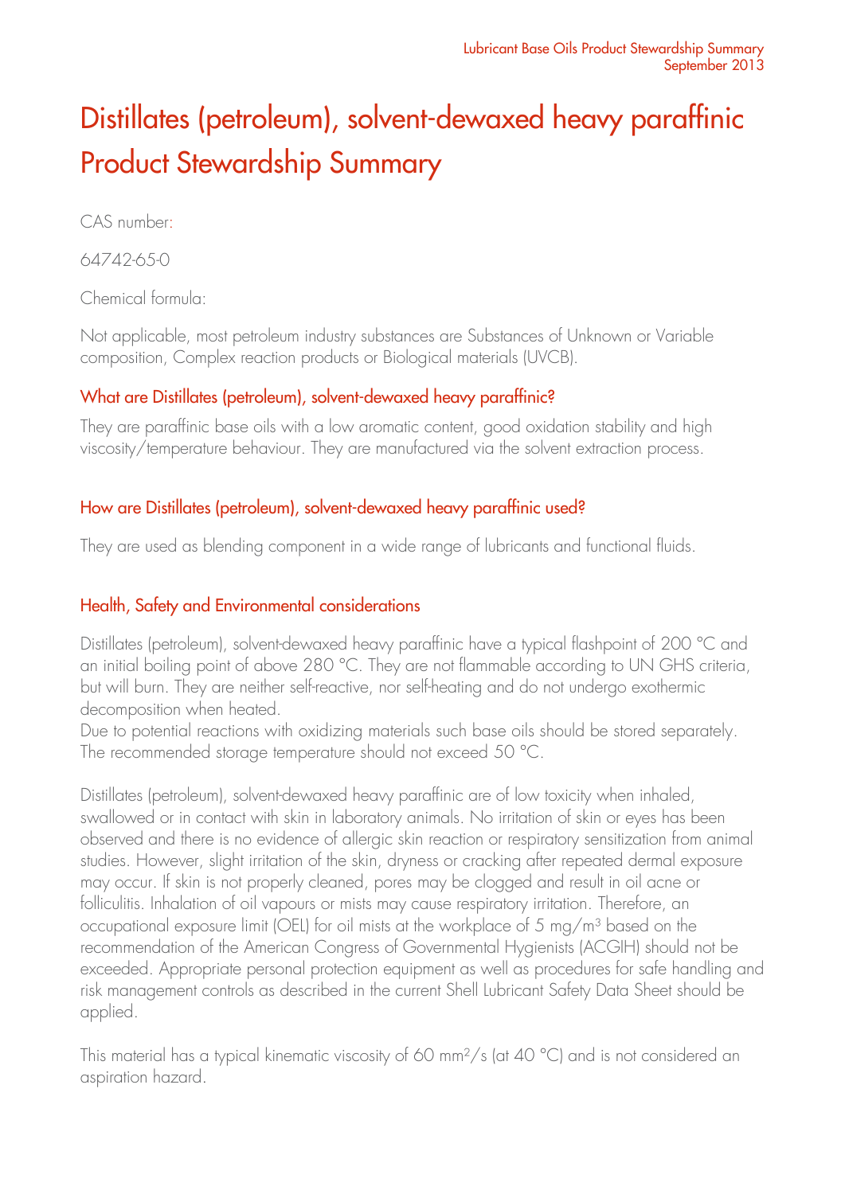# Distillates (petroleum), solvent-dewaxed heavy paraffinic Product Stewardship Summary

CAS number:

64742-65-0

Chemical formula:

Not applicable, most petroleum industry substances are Substances of Unknown or Variable composition, Complex reaction products or Biological materials (UVCB).

## What are Distillates (petroleum), solvent-dewaxed heavy paraffinic?

They are paraffinic base oils with a low aromatic content, good oxidation stability and high viscosity/temperature behaviour. They are manufactured via the solvent extraction process.

## How are Distillates (petroleum), solvent-dewaxed heavy paraffinic used?

They are used as blending component in a wide range of lubricants and functional fluids.

## Health, Safety and Environmental considerations

Distillates (petroleum), solvent-dewaxed heavy paraffinic have a typical flashpoint of 200 °C and an initial boiling point of above 280 °C. They are not flammable according to UN GHS criteria, but will burn. They are neither self-reactive, nor self-heating and do not undergo exothermic decomposition when heated.
Due to potential reactions with oxidizing materials such base oils should be stored separately. The recommended storage temperature should not exceed 50 °C.

Distillates (petroleum), solvent-dewaxed heavy paraffinic are of low toxicity when inhaled, swallowed or in contact with skin in laboratory animals. No irritation of skin or eyes has been observed and there is no evidence of allergic skin reaction or respiratory sensitization from animal studies. However, slight irritation of the skin, dryness or cracking after repeated dermal exposure may occur. If skin is not properly cleaned, pores may be clogged and result in oil acne or folliculitis. Inhalation of oil vapours or mists may cause respiratory irritation. Therefore, an occupational exposure limit (OEL) for oil mists at the workplace of 5 $mg/m^3$ based on the recommendation of the American Congress of Governmental Hygienists (ACGIH) should not be exceeded. Appropriate personal protection equipment as well as procedures for safe handling and risk management controls as described in the current Shell Lubricant Safety Data Sheet should be applied.

This material has a typical kinematic viscosity of 60 $mm^2/s$ (at 40 °C) and is not considered an aspiration hazard.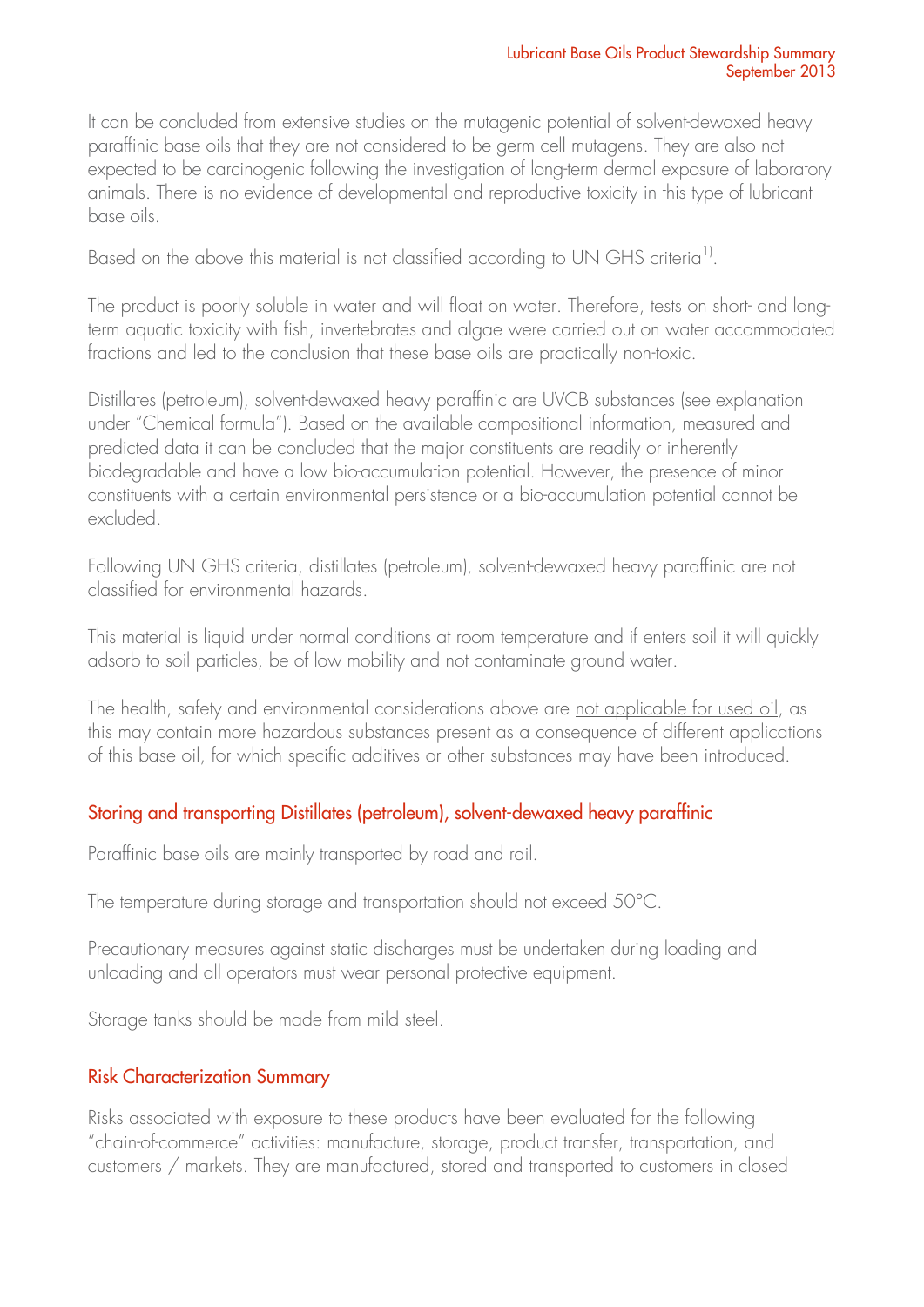It can be concluded from extensive studies on the mutagenic potential of solvent-dewaxed heavy paraffinic base oils that they are not considered to be germ cell mutagens. They are also not expected to be carcinogenic following the investigation of long-term dermal exposure of laboratory animals. There is no evidence of developmental and reproductive toxicity in this type of lubricant base oils.

Based on the above this material is not classified according to UN GHS criteria[1].

The product is poorly soluble in water and will float on water. Therefore, tests on short- and long-term aquatic toxicity with fish, invertebrates and algae were carried out on water accommodated fractions and led to the conclusion that these base oils are practically non-toxic.

Distillates (petroleum), solvent-dewaxed heavy paraffinic are UVCB substances (see explanation under "Chemical formula"). Based on the available compositional information, measured and predicted data it can be concluded that the major constituents are readily or inherently biodegradable and have a low bio-accumulation potential. However, the presence of minor constituents with a certain environmental persistence or a bio-accumulation potential cannot be excluded.

Following UN GHS criteria, distillates (petroleum), solvent-dewaxed heavy paraffinic are not classified for environmental hazards.

This material is liquid under normal conditions at room temperature and if enters soil it will quickly adsorb to soil particles, be of low mobility and not contaminate ground water.

The health, safety and environmental considerations above are <u>not applicable for used oil</u>, as this may contain more hazardous substances present as a consequence of different applications of this base oil, for which specific additives or other substances may have been introduced.

## Storing and transporting Distillates (petroleum), solvent-dewaxed heavy paraffinic

Paraffinic base oils are mainly transported by road and rail.

The temperature during storage and transportation should not exceed 50°C.

Precautionary measures against static discharges must be undertaken during loading and unloading and all operators must wear personal protective equipment.

Storage tanks should be made from mild steel.

## Risk Characterization Summary

Risks associated with exposure to these products have been evaluated for the following "chain-of-commerce" activities: manufacture, storage, product transfer, transportation, and customers / markets. They are manufactured, stored and transported to customers in closed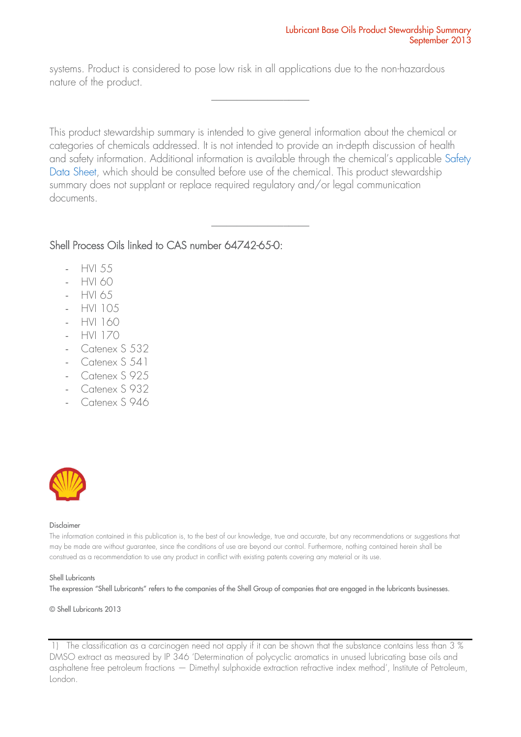systems. Product is considered to pose low risk in all applications due to the non-hazardous nature of the product.

---

This product stewardship summary is intended to give general information about the chemical or categories of chemicals addressed. It is not intended to provide an in-depth discussion of health and safety information. Additional information is available through the chemical's applicable Safety Data Sheet, which should be consulted before use of the chemical. This product stewardship summary does not supplant or replace required regulatory and/or legal communication documents.

---

## Shell Process Oils linked to CAS number 64742-65-0:

- HVI 55
- HVI 60
- HVI 65
- HVI 105
- HVI 160
- HVI 170
- Catenex S 532
- Catenex S 541
- Catenex S 925
- Catenex S 932
- Catenex S 946

Disclaimer

The information contained in this publication is, to the best of our knowledge, true and accurate, but any recommendations or suggestions that may be made are without guarantee, since the conditions of use are beyond our control. Furthermore, nothing contained herein shall be construed as a recommendation to use any product in conflict with existing patents covering any material or its use.

Shell Lubricants

The expression "Shell Lubricants" refers to the companies of the Shell Group of companies that are engaged in the lubricants businesses.

© Shell Lubricants 2013

---

1) The classification as a carcinogen need not apply if it can be shown that the substance contains less than 3 % DMSO extract as measured by IP 346 'Determination of polycyclic aromatics in unused lubricating base oils and asphaltene free petroleum fractions — Dimethyl sulphoxide extraction refractive index method', Institute of Petroleum, London.